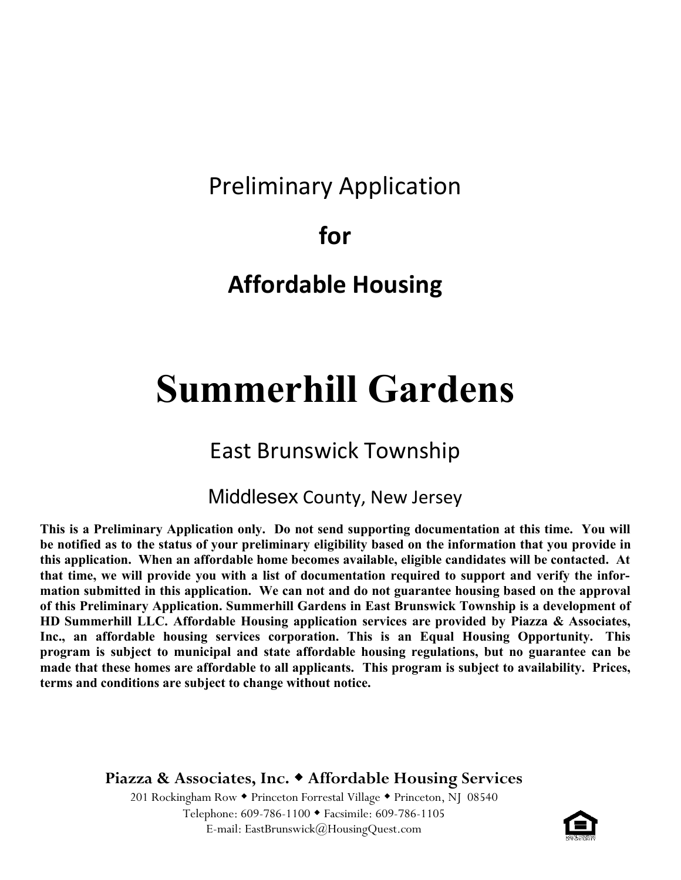# Preliminary Application

# for

# Affordable Housing

# Summerhill Gardens

## East Brunswick Township

## Middlesex County, New Jersey

**This is a Preliminary Application only. Do not send supporting documentation at this time. You will be notified as to the status of your preliminary eligibility based on the information that you provide in this application. When an affordable home becomes available, eligible candidates will be contacted. At that time, we will provide you with a list of documentation required to support and verify the information submitted in this application. We can not and do not guarantee housing based on the approval of this Preliminary Application. Summerhill Gardens in East Brunswick Township is a development of HD Summerhill LLC. Affordable Housing application services are provided by Piazza & Associates, Inc., an affordable housing services corporation. This is an Equal Housing Opportunity. This program is subject to municipal and state affordable housing regulations, but no guarantee can be made that these homes are affordable to all applicants. This program is subject to availability. Prices, terms and conditions are subject to change without notice.**

**Piazza & Associates, Inc. ◆ Affordable Housing Services**

201 Rockingham Row ◆ Princeton Forrestal Village ◆ Princeton, NJ 08540
Telephone: 609-786-1100 ◆ Facsimile: 609-786-1105
E-mail: EastBrunswick@HousingQuest.com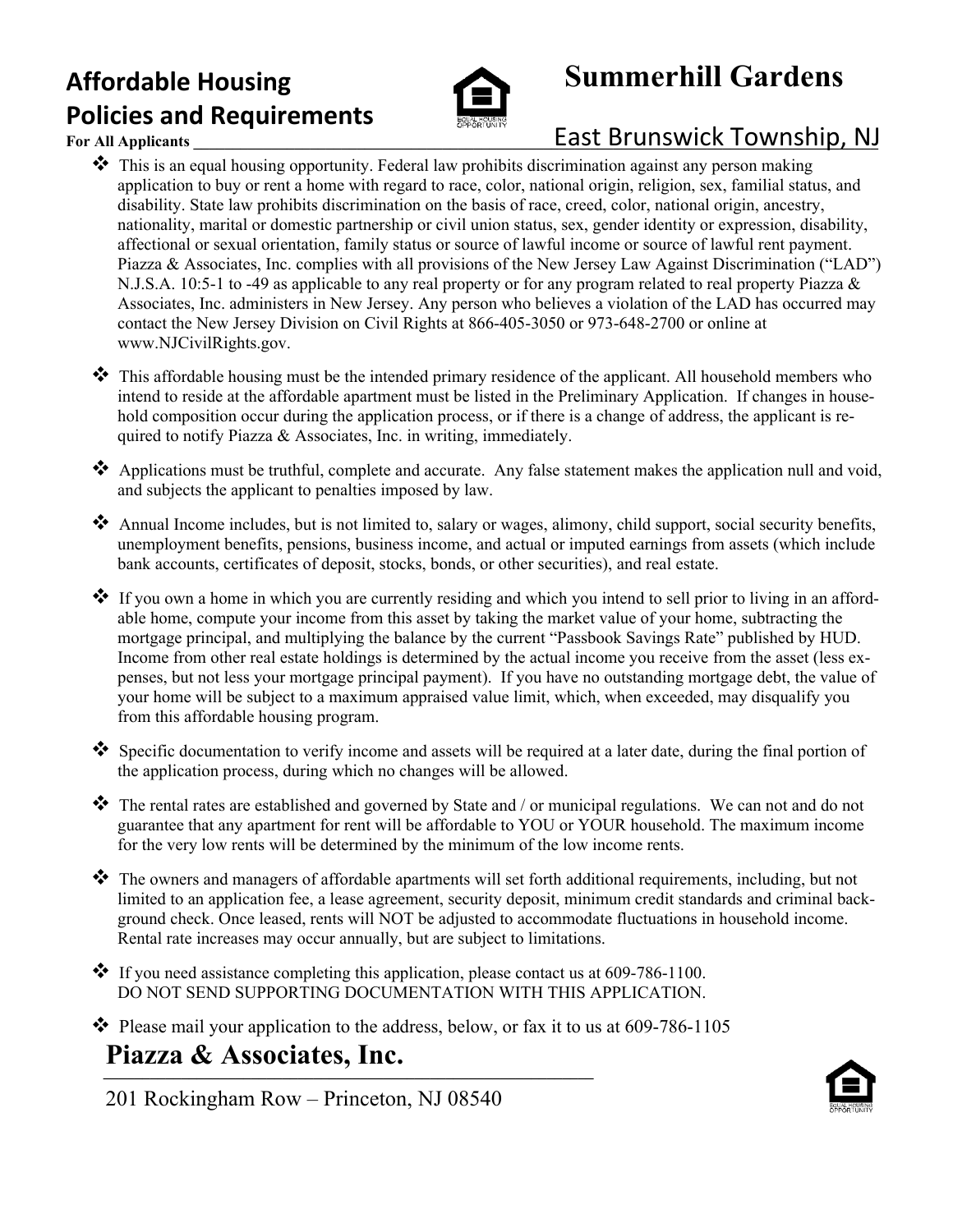# Affordable Housing Policies and Requirements

# Summerhill Gardens

**For All Applicants**

East Brunswick Township, NJ

- This is an equal housing opportunity. Federal law prohibits discrimination against any person making application to buy or rent a home with regard to race, color, national origin, religion, sex, familial status, and disability. State law prohibits discrimination on the basis of race, creed, color, national origin, ancestry, nationality, marital or domestic partnership or civil union status, sex, gender identity or expression, disability, affectional or sexual orientation, family status or source of lawful income or source of lawful rent payment. Piazza & Associates, Inc. complies with all provisions of the New Jersey Law Against Discrimination ("LAD") N.J.S.A. 10:5-1 to -49 as applicable to any real property or for any program related to real property Piazza & Associates, Inc. administers in New Jersey. Any person who believes a violation of the LAD has occurred may contact the New Jersey Division on Civil Rights at 866-405-3050 or 973-648-2700 or online at www.NJCivilRights.gov.

- This affordable housing must be the intended primary residence of the applicant. All household members who intend to reside at the affordable apartment must be listed in the Preliminary Application. If changes in household composition occur during the application process, or if there is a change of address, the applicant is required to notify Piazza & Associates, Inc. in writing, immediately.

- Applications must be truthful, complete and accurate. Any false statement makes the application null and void, and subjects the applicant to penalties imposed by law.

- Annual Income includes, but is not limited to, salary or wages, alimony, child support, social security benefits, unemployment benefits, pensions, business income, and actual or imputed earnings from assets (which include bank accounts, certificates of deposit, stocks, bonds, or other securities), and real estate.

- If you own a home in which you are currently residing and which you intend to sell prior to living in an affordable home, compute your income from this asset by taking the market value of your home, subtracting the mortgage principal, and multiplying the balance by the current "Passbook Savings Rate" published by HUD. Income from other real estate holdings is determined by the actual income you receive from the asset (less expenses, but not less your mortgage principal payment). If you have no outstanding mortgage debt, the value of your home will be subject to a maximum appraised value limit, which, when exceeded, may disqualify you from this affordable housing program.

- Specific documentation to verify income and assets will be required at a later date, during the final portion of the application process, during which no changes will be allowed.

- The rental rates are established and governed by State and / or municipal regulations. We can not and do not guarantee that any apartment for rent will be affordable to YOU or YOUR household. The maximum income for the very low rents will be determined by the minimum of the low income rents.

- The owners and managers of affordable apartments will set forth additional requirements, including, but not limited to an application fee, a lease agreement, security deposit, minimum credit standards and criminal background check. Once leased, rents will NOT be adjusted to accommodate fluctuations in household income. Rental rate increases may occur annually, but are subject to limitations.

- If you need assistance completing this application, please contact us at 609-786-1100.
  DO NOT SEND SUPPORTING DOCUMENTATION WITH THIS APPLICATION.

- Please mail your application to the address, below, or fax it to us at 609-786-1105

## Piazza & Associates, Inc.

201 Rockingham Row – Princeton, NJ 08540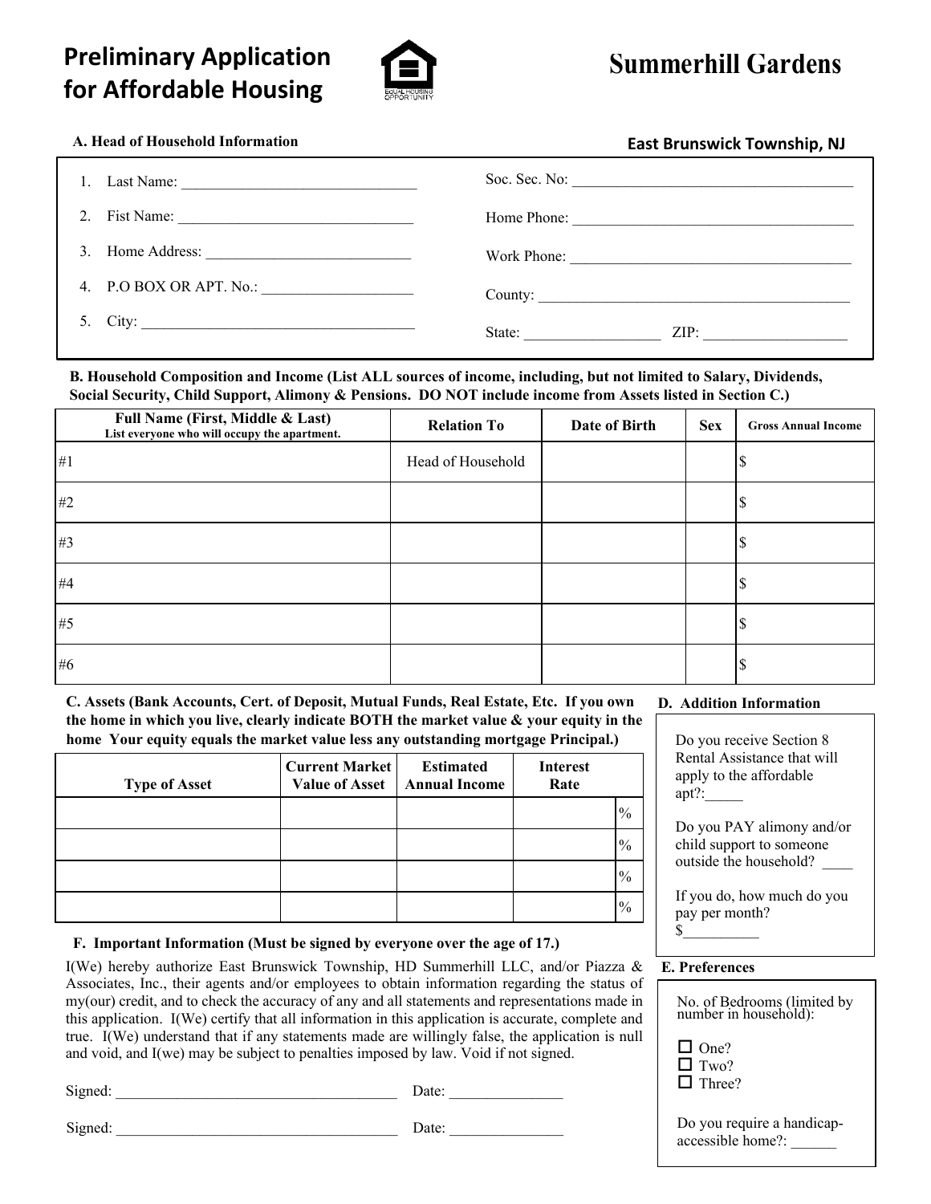# Preliminary Application for Affordable Housing

# Summerhill Gardens

East Brunswick Township, NJ

### A. Head of Household Information

1. Last Name: ______________________________
2. Fist Name: ______________________________
3. Home Address: ___________________________
4. P.O BOX OR APT. No.: ____________________
5. City: ___________________________________

Soc. Sec. No: ___________________________________

Home Phone: ___________________________________

Work Phone: ___________________________________

County: ___________________________________

State: __________________ ZIP: ___________________

### B. Household Composition and Income (List ALL sources of income, including, but not limited to Salary, Dividends, Social Security, Child Support, Alimony & Pensions. DO NOT include income from Assets listed in Section C.)

| Full Name (First, Middle & Last) List everyone who will occupy the apartment. | Relation To | Date of Birth | Sex | Gross Annual Income |
|---|---|---|---|---|
| #1 | Head of Household | | | $ |
| #2 | | | | $ |
| #3 | | | | $ |
| #4 | | | | $ |
| #5 | | | | $ |
| #6 | | | | $ |

### C. Assets (Bank Accounts, Cert. of Deposit, Mutual Funds, Real Estate, Etc. If you own the home in which you live, clearly indicate BOTH the market value & your equity in the home Your equity equals the market value less any outstanding mortgage Principal.)

| Type of Asset | Current Market Value of Asset | Estimated Annual Income | Interest Rate | |
|---|---|---|---|---|
| | | | | % |
| | | | | % |
| | | | | % |
| | | | | % |

### D. Addition Information

Do you receive Section 8 Rental Assistance that will apply to the affordable apt?:_____

Do you PAY alimony and/or child support to someone outside the household? ____

If you do, how much do you pay per month? $__________

### E. Preferences

No. of Bedrooms (limited by number in household):

- ☐ One?
- ☐ Two?
- ☐ Three?

Do you require a handicap-accessible home?: ______

### F. Important Information (Must be signed by everyone over the age of 17.)

I(We) hereby authorize East Brunswick Township, HD Summerhill LLC, and/or Piazza & Associates, Inc., their agents and/or employees to obtain information regarding the status of my(our) credit, and to check the accuracy of any and all statements and representations made in this application. I(We) certify that all information in this application is accurate, complete and true. I(We) understand that if any statements made are willingly false, the application is null and void, and I(we) may be subject to penalties imposed by law. Void if not signed.

Signed: ____________________________________ Date: _______________

Signed: ____________________________________ Date: _______________